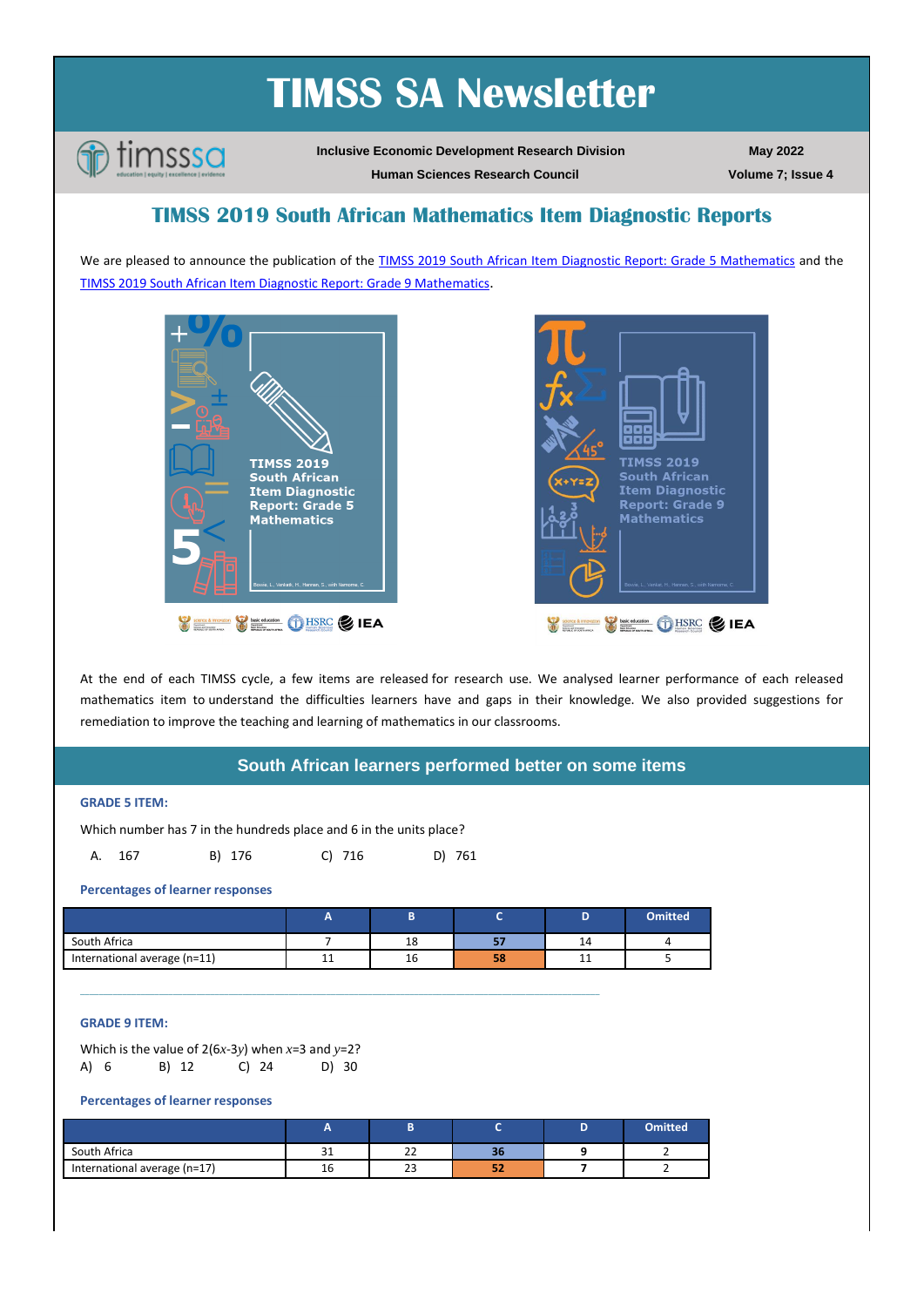# TIMSS SA Newsletter

**Inclusive Economic Development Research Division**

**Human Sciences Research Council**

**May 2022**

**Volume 7; Issue 4**

## TIMSS 2019 South African Mathematics Item Diagnostic Reports

We are pleased to announce the publication of the TIMSS 2019 South African Item Diagnostic Report: Grade 5 Mathematics and the TIMSS 2019 South African Item Diagnostic Report: Grade 9 Mathematics.

TIMSS 2019 South African Item Diagnostic Report: Grade 5 Mathematics

TIMSS 2019 South African Item Diagnostic Report: Grade 9 Mathematics

At the end of each TIMSS cycle, a few items are released for research use. We analysed learner performance of each released mathematics item to understand the difficulties learners have and gaps in their knowledge. We also provided suggestions for remediation to improve the teaching and learning of mathematics in our classrooms.

## South African learners performed better on some items

### GRADE 5 ITEM:

Which number has 7 in the hundreds place and 6 in the units place?

A. 167 B) 176 C) 716 D) 761

**Percentages of learner responses**

| | A | B | C | D | Omitted |
|---|---|---|---|---|---|
| South Africa | 7 | 18 | **57** | 14 | 4 |
| International average (n=11) | 11 | 16 | **58** | 11 | 5 |

### GRADE 9 ITEM:

Which is the value of $2(6x\text{-}3y)$ when $x$=3 and $y$=2?

A) 6 B) 12 C) 24 D) 30

**Percentages of learner responses**

| | A | B | C | D | Omitted |
|---|---|---|---|---|---|
| South Africa | 31 | 22 | **36** | 9 | 2 |
| International average (n=17) | 16 | 23 | **52** | 7 | 2 |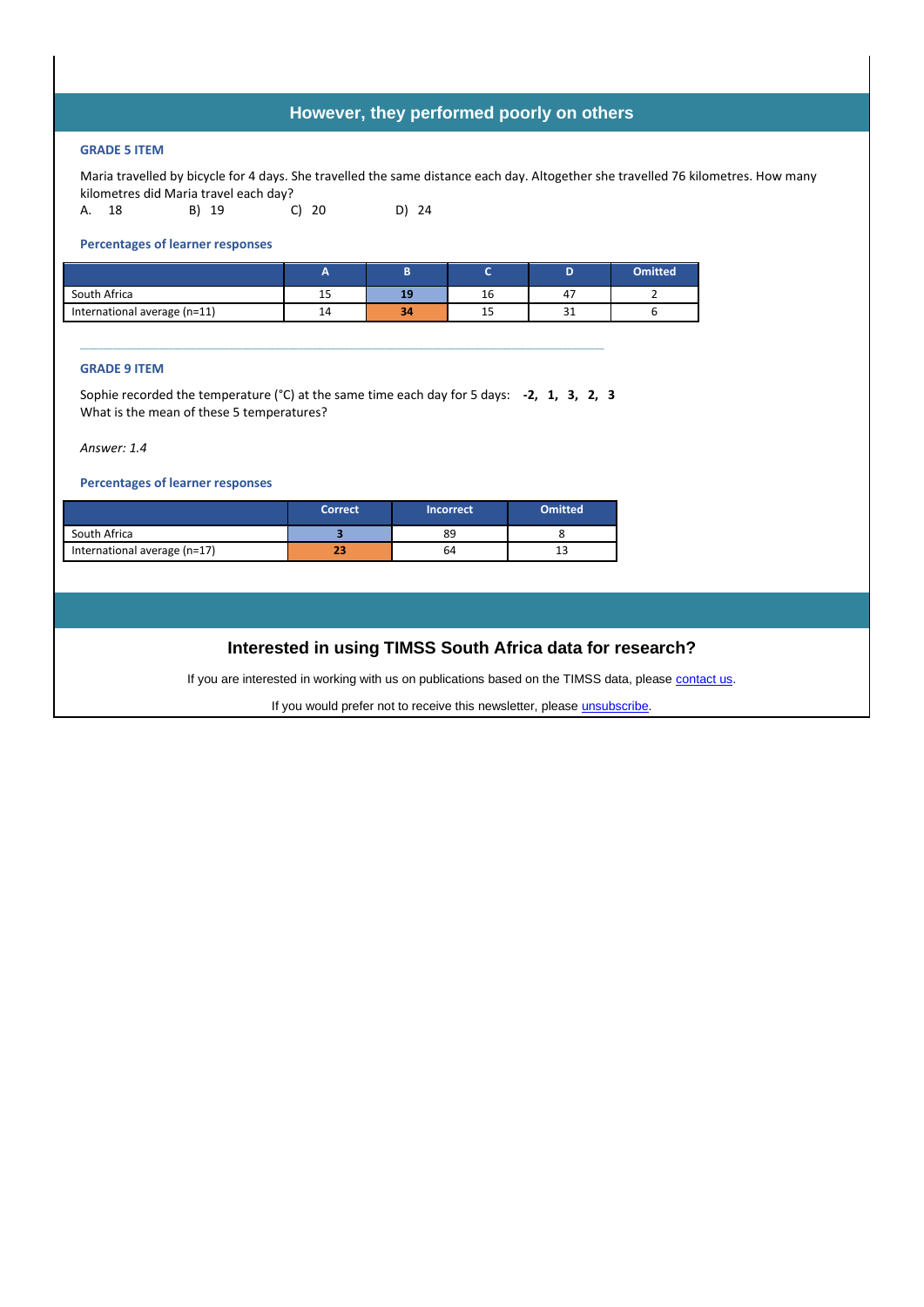## However, they performed poorly on others

### GRADE 5 ITEM

Maria travelled by bicycle for 4 days. She travelled the same distance each day. Altogether she travelled 76 kilometres. How many kilometres did Maria travel each day?

A. 18 B) 19 C) 20 D) 24

**Percentages of learner responses**

| | A | B | C | D | Omitted |
|---|---|---|---|---|---|
| South Africa | 15 | **19** | 16 | 47 | 2 |
| International average (n=11) | 14 | **34** | 15 | 31 | 6 |

### GRADE 9 ITEM

Sophie recorded the temperature (°C) at the same time each day for 5 days: **-2, 1, 3, 2, 3**
What is the mean of these 5 temperatures?

*Answer: 1.4*

**Percentages of learner responses**

| | Correct | Incorrect | Omitted |
|---|---|---|---|
| South Africa | **3** | 89 | 8 |
| International average (n=17) | **23** | 64 | 13 |

## Interested in using TIMSS South Africa data for research?

If you are interested in working with us on publications based on the TIMSS data, please contact us.

If you would prefer not to receive this newsletter, please unsubscribe.